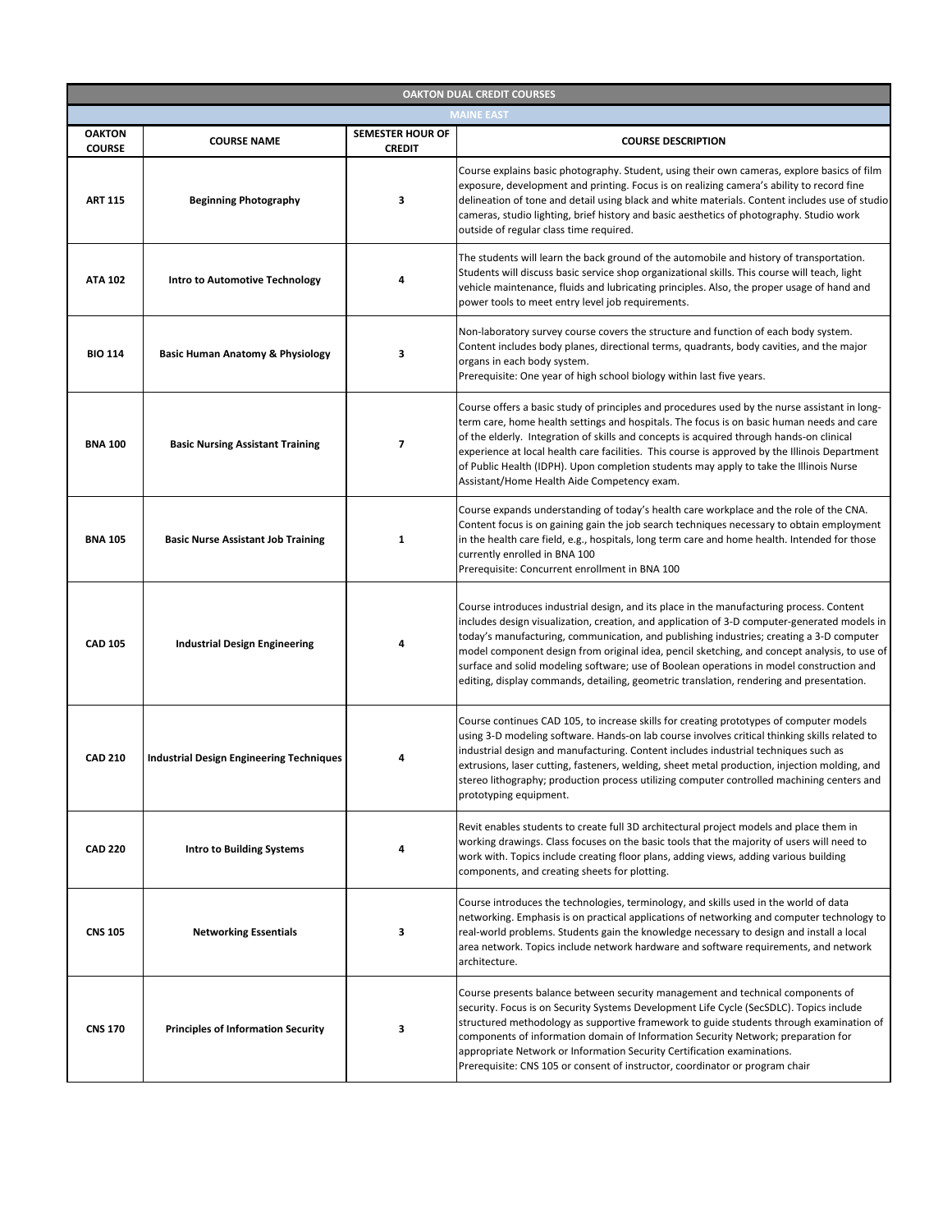| OAKTON DUAL CREDIT COURSES | | | |
|---|---|---|---|
| MAINE EAST | | | |
| **OAKTON COURSE** | **COURSE NAME** | **SEMESTER HOUR OF CREDIT** | **COURSE DESCRIPTION** |
| **ART 115** | **Beginning Photography** | **3** | Course explains basic photography. Student, using their own cameras, explore basics of film exposure, development and printing. Focus is on realizing camera's ability to record fine delineation of tone and detail using black and white materials. Content includes use of studio cameras, studio lighting, brief history and basic aesthetics of photography. Studio work outside of regular class time required. |
| **ATA 102** | **Intro to Automotive Technology** | **4** | The students will learn the back ground of the automobile and history of transportation. Students will discuss basic service shop organizational skills. This course will teach, light vehicle maintenance, fluids and lubricating principles. Also, the proper usage of hand and power tools to meet entry level job requirements. |
| **BIO 114** | **Basic Human Anatomy & Physiology** | **3** | Non-laboratory survey course covers the structure and function of each body system. Content includes body planes, directional terms, quadrants, body cavities, and the major organs in each body system.<br>Prerequisite: One year of high school biology within last five years. |
| **BNA 100** | **Basic Nursing Assistant Training** | **7** | Course offers a basic study of principles and procedures used by the nurse assistant in long-term care, home health settings and hospitals. The focus is on basic human needs and care of the elderly. Integration of skills and concepts is acquired through hands-on clinical experience at local health care facilities. This course is approved by the Illinois Department of Public Health (IDPH). Upon completion students may apply to take the Illinois Nurse Assistant/Home Health Aide Competency exam. |
| **BNA 105** | **Basic Nurse Assistant Job Training** | **1** | Course expands understanding of today's health care workplace and the role of the CNA. Content focus is on gaining gain the job search techniques necessary to obtain employment in the health care field, e.g., hospitals, long term care and home health. Intended for those currently enrolled in BNA 100<br>Prerequisite: Concurrent enrollment in BNA 100 |
| **CAD 105** | **Industrial Design Engineering** | **4** | Course introduces industrial design, and its place in the manufacturing process. Content includes design visualization, creation, and application of 3-D computer-generated models in today's manufacturing, communication, and publishing industries; creating a 3-D computer model component design from original idea, pencil sketching, and concept analysis, to use of surface and solid modeling software; use of Boolean operations in model construction and editing, display commands, detailing, geometric translation, rendering and presentation. |
| **CAD 210** | **Industrial Design Engineering Techniques** | **4** | Course continues CAD 105, to increase skills for creating prototypes of computer models using 3-D modeling software. Hands-on lab course involves critical thinking skills related to industrial design and manufacturing. Content includes industrial techniques such as extrusions, laser cutting, fasteners, welding, sheet metal production, injection molding, and stereo lithography; production process utilizing computer controlled machining centers and prototyping equipment. |
| **CAD 220** | **Intro to Building Systems** | **4** | Revit enables students to create full 3D architectural project models and place them in working drawings. Class focuses on the basic tools that the majority of users will need to work with. Topics include creating floor plans, adding views, adding various building components, and creating sheets for plotting. |
| **CNS 105** | **Networking Essentials** | **3** | Course introduces the technologies, terminology, and skills used in the world of data networking. Emphasis is on practical applications of networking and computer technology to real-world problems. Students gain the knowledge necessary to design and install a local area network. Topics include network hardware and software requirements, and network architecture. |
| **CNS 170** | **Principles of Information Security** | **3** | Course presents balance between security management and technical components of security. Focus is on Security Systems Development Life Cycle (SecSDLC). Topics include structured methodology as supportive framework to guide students through examination of components of information domain of Information Security Network; preparation for appropriate Network or Information Security Certification examinations.<br>Prerequisite: CNS 105 or consent of instructor, coordinator or program chair |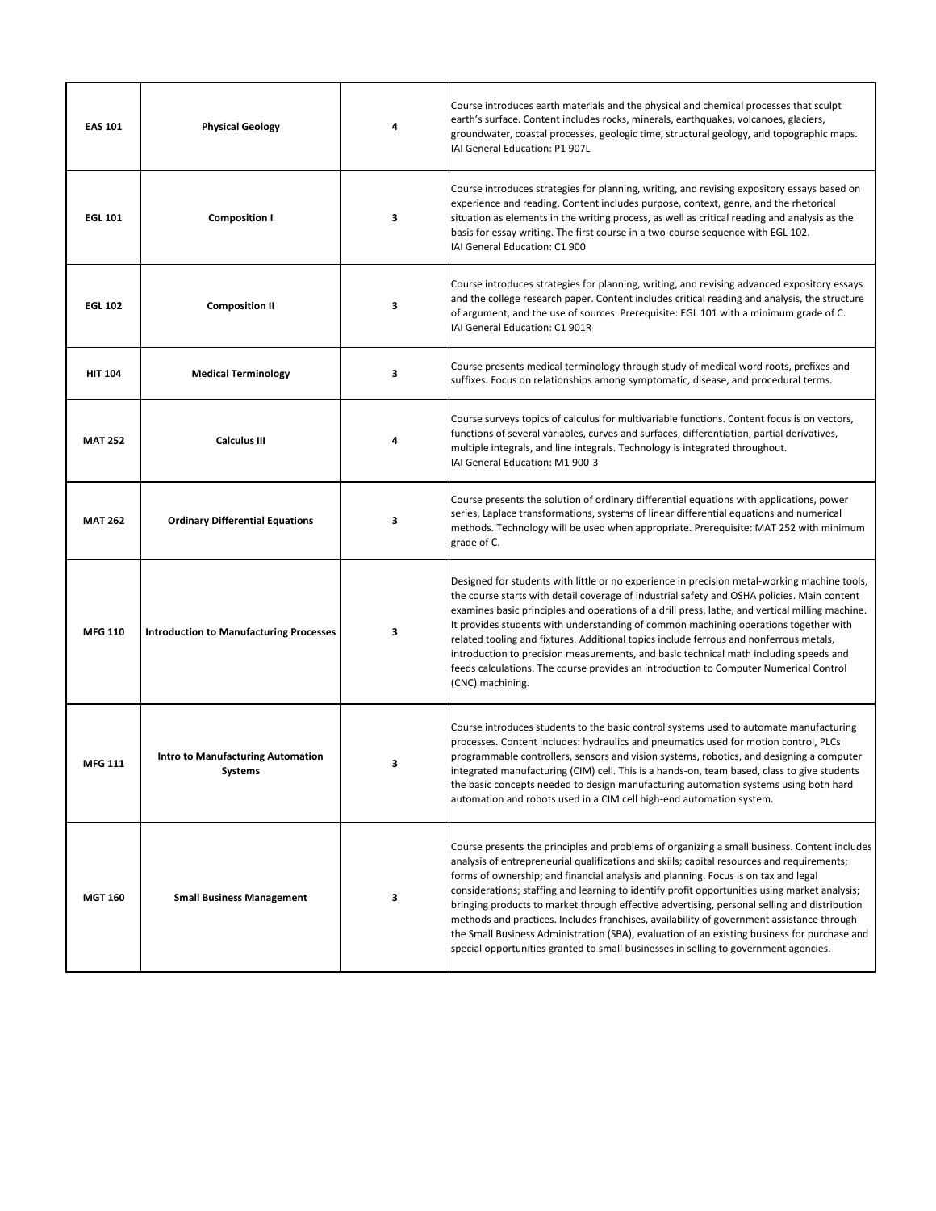| | | | |
|---|---|---|---|
| **EAS 101** | **Physical Geology** | **4** | Course introduces earth materials and the physical and chemical processes that sculpt earth's surface. Content includes rocks, minerals, earthquakes, volcanoes, glaciers, groundwater, coastal processes, geologic time, structural geology, and topographic maps.<br>IAI General Education: P1 907L |
| **EGL 101** | **Composition I** | **3** | Course introduces strategies for planning, writing, and revising expository essays based on experience and reading. Content includes purpose, context, genre, and the rhetorical situation as elements in the writing process, as well as critical reading and analysis as the basis for essay writing. The first course in a two-course sequence with EGL 102.<br>IAI General Education: C1 900 |
| **EGL 102** | **Composition II** | **3** | Course introduces strategies for planning, writing, and revising advanced expository essays and the college research paper. Content includes critical reading and analysis, the structure of argument, and the use of sources. Prerequisite: EGL 101 with a minimum grade of C.<br>IAI General Education: C1 901R |
| **HIT 104** | **Medical Terminology** | **3** | Course presents medical terminology through study of medical word roots, prefixes and suffixes. Focus on relationships among symptomatic, disease, and procedural terms. |
| **MAT 252** | **Calculus III** | **4** | Course surveys topics of calculus for multivariable functions. Content focus is on vectors, functions of several variables, curves and surfaces, differentiation, partial derivatives, multiple integrals, and line integrals. Technology is integrated throughout.<br>IAI General Education: M1 900-3 |
| **MAT 262** | **Ordinary Differential Equations** | **3** | Course presents the solution of ordinary differential equations with applications, power series, Laplace transformations, systems of linear differential equations and numerical methods. Technology will be used when appropriate. Prerequisite: MAT 252 with minimum grade of C. |
| **MFG 110** | **Introduction to Manufacturing Processes** | **3** | Designed for students with little or no experience in precision metal-working machine tools, the course starts with detail coverage of industrial safety and OSHA policies. Main content examines basic principles and operations of a drill press, lathe, and vertical milling machine. It provides students with understanding of common machining operations together with related tooling and fixtures. Additional topics include ferrous and nonferrous metals, introduction to precision measurements, and basic technical math including speeds and feeds calculations. The course provides an introduction to Computer Numerical Control (CNC) machining. |
| **MFG 111** | **Intro to Manufacturing Automation Systems** | **3** | Course introduces students to the basic control systems used to automate manufacturing processes. Content includes: hydraulics and pneumatics used for motion control, PLCs programmable controllers, sensors and vision systems, robotics, and designing a computer integrated manufacturing (CIM) cell. This is a hands-on, team based, class to give students the basic concepts needed to design manufacturing automation systems using both hard automation and robots used in a CIM cell high-end automation system. |
| **MGT 160** | **Small Business Management** | **3** | Course presents the principles and problems of organizing a small business. Content includes analysis of entrepreneurial qualifications and skills; capital resources and requirements; forms of ownership; and financial analysis and planning. Focus is on tax and legal considerations; staffing and learning to identify profit opportunities using market analysis; bringing products to market through effective advertising, personal selling and distribution methods and practices. Includes franchises, availability of government assistance through the Small Business Administration (SBA), evaluation of an existing business for purchase and special opportunities granted to small businesses in selling to government agencies. |